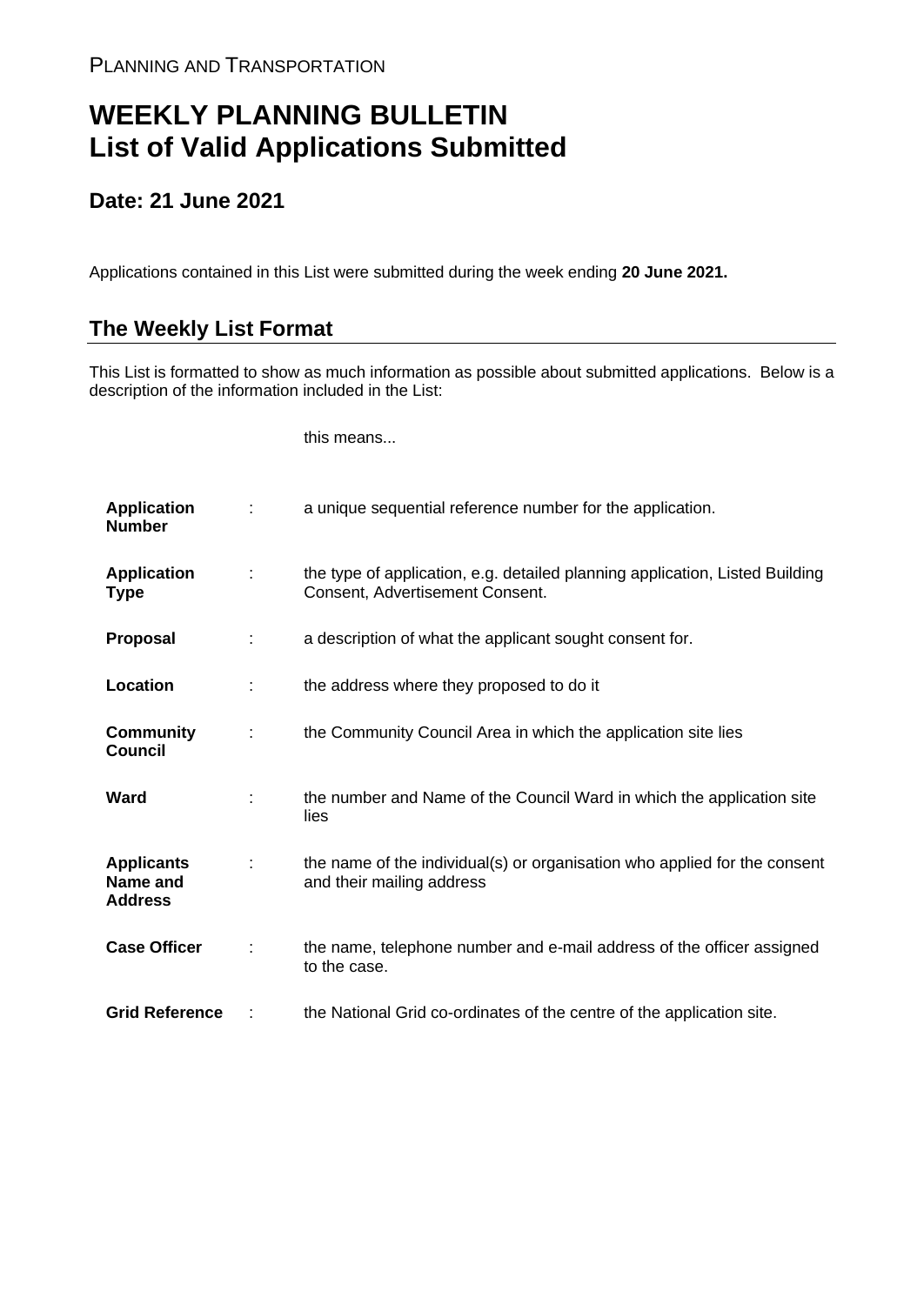PLANNING AND TRANSPORTATION

# WEEKLY PLANNING BULLETIN
# List of Valid Applications Submitted

## Date: 21 June 2021

Applications contained in this List were submitted during the week ending **20 June 2021.**

## The Weekly List Format

This List is formatted to show as much information as possible about submitted applications. Below is a description of the information included in the List:

| | | this means... |
|---|---|---|
| **Application Number** | : | a unique sequential reference number for the application. |
| **Application Type** | : | the type of application, e.g. detailed planning application, Listed Building Consent, Advertisement Consent. |
| **Proposal** | : | a description of what the applicant sought consent for. |
| **Location** | : | the address where they proposed to do it |
| **Community Council** | : | the Community Council Area in which the application site lies |
| **Ward** | : | the number and Name of the Council Ward in which the application site lies |
| **Applicants Name and Address** | : | the name of the individual(s) or organisation who applied for the consent and their mailing address |
| **Case Officer** | : | the name, telephone number and e-mail address of the officer assigned to the case. |
| **Grid Reference** | : | the National Grid co-ordinates of the centre of the application site. |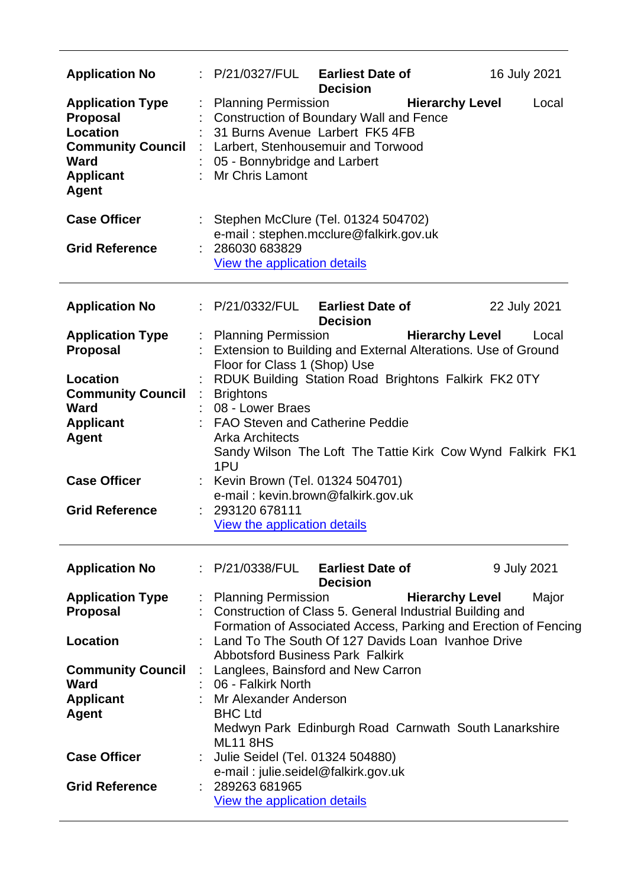| | | | | |
|---|---|---|---|---|
| **Application No** | : P/21/0327/FUL | **Earliest Date of Decision** | 16 July 2021 |
| **Application Type** | : Planning Permission | **Hierarchy Level** | Local |
| **Proposal** | : Construction of Boundary Wall and Fence | | |
| **Location** | : 31 Burns Avenue Larbert FK5 4FB | | |
| **Community Council** | : Larbert, Stenhousemuir and Torwood | | |
| **Ward** | : 05 - Bonnybridge and Larbert | | |
| **Applicant** | : Mr Chris Lamont | | |
| **Agent** | | | |
| **Case Officer** | : Stephen McClure (Tel. 01324 504702) e-mail : stephen.mcclure@falkirk.gov.uk | | |
| **Grid Reference** | : 286030 683829 View the application details | | |

---

| | | | | |
|---|---|---|---|---|
| **Application No** | : P/21/0332/FUL | **Earliest Date of Decision** | 22 July 2021 |
| **Application Type** | : Planning Permission | **Hierarchy Level** | Local |
| **Proposal** | : Extension to Building and External Alterations. Use of Ground Floor for Class 1 (Shop) Use | | |
| **Location** | : RDUK Building Station Road Brightons Falkirk FK2 0TY | | |
| **Community Council** | : Brightons | | |
| **Ward** | : 08 - Lower Braes | | |
| **Applicant** | : FAO Steven and Catherine Peddie | | |
| **Agent** | Arka Architects Sandy Wilson The Loft The Tattie Kirk Cow Wynd Falkirk FK1 1PU | | |
| **Case Officer** | : Kevin Brown (Tel. 01324 504701) e-mail : kevin.brown@falkirk.gov.uk | | |
| **Grid Reference** | : 293120 678111 View the application details | | |

---

| | | | | |
|---|---|---|---|---|
| **Application No** | : P/21/0338/FUL | **Earliest Date of Decision** | 9 July 2021 |
| **Application Type** | : Planning Permission | **Hierarchy Level** | Major |
| **Proposal** | : Construction of Class 5. General Industrial Building and Formation of Associated Access, Parking and Erection of Fencing | | |
| **Location** | : Land To The South Of 127 Davids Loan Ivanhoe Drive Abbotsford Business Park Falkirk | | |
| **Community Council** | : Langlees, Bainsford and New Carron | | |
| **Ward** | : 06 - Falkirk North | | |
| **Applicant** | : Mr Alexander Anderson | | |
| **Agent** | BHC Ltd Medwyn Park Edinburgh Road Carnwath South Lanarkshire ML11 8HS | | |
| **Case Officer** | : Julie Seidel (Tel. 01324 504880) e-mail : julie.seidel@falkirk.gov.uk | | |
| **Grid Reference** | : 289263 681965 View the application details | | |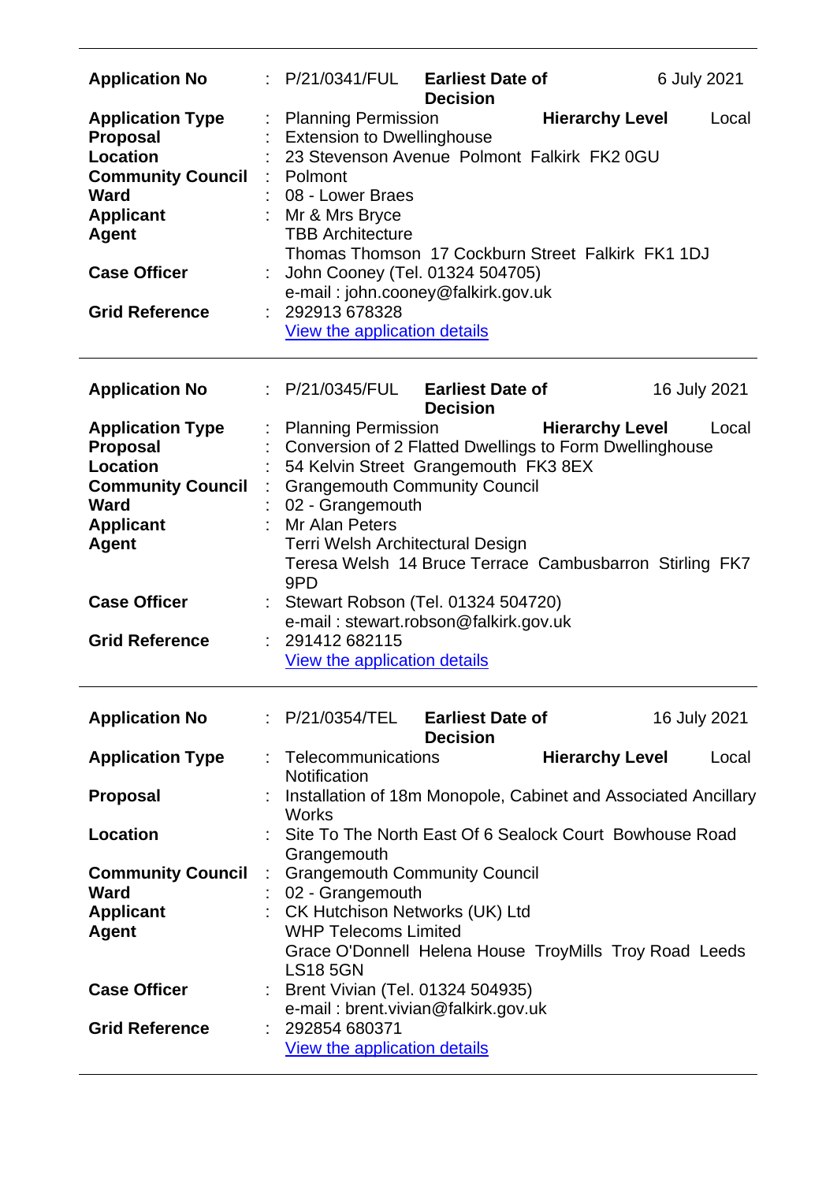| | | | | |
|---|---|---|---|---|
| **Application No** | : P/21/0341/FUL | **Earliest Date of Decision** | | 6 July 2021 |
| **Application Type** | : Planning Permission | | **Hierarchy Level** | Local |
| **Proposal** | : Extension to Dwellinghouse | | | |
| **Location** | : 23 Stevenson Avenue Polmont Falkirk FK2 0GU | | | |
| **Community Council** | : Polmont | | | |
| **Ward** | : 08 - Lower Braes | | | |
| **Applicant** | : Mr & Mrs Bryce | | | |
| **Agent** | TBB Architecture<br>Thomas Thomson 17 Cockburn Street Falkirk FK1 1DJ | | | |
| **Case Officer** | : John Cooney (Tel. 01324 504705)<br>e-mail : john.cooney@falkirk.gov.uk | | | |
| **Grid Reference** | : 292913 678328<br>View the application details | | | |

| | | | | |
|---|---|---|---|---|
| **Application No** | : P/21/0345/FUL | **Earliest Date of Decision** | | 16 July 2021 |
| **Application Type** | : Planning Permission | | **Hierarchy Level** | Local |
| **Proposal** | : Conversion of 2 Flatted Dwellings to Form Dwellinghouse | | | |
| **Location** | : 54 Kelvin Street Grangemouth FK3 8EX | | | |
| **Community Council** | : Grangemouth Community Council | | | |
| **Ward** | : 02 - Grangemouth | | | |
| **Applicant** | : Mr Alan Peters | | | |
| **Agent** | Terri Welsh Architectural Design<br>Teresa Welsh 14 Bruce Terrace Cambusbarron Stirling FK7 9PD | | | |
| **Case Officer** | : Stewart Robson (Tel. 01324 504720)<br>e-mail : stewart.robson@falkirk.gov.uk | | | |
| **Grid Reference** | : 291412 682115<br>View the application details | | | |

| | | | | |
|---|---|---|---|---|
| **Application No** | : P/21/0354/TEL | **Earliest Date of Decision** | | 16 July 2021 |
| **Application Type** | : Telecommunications Notification | | **Hierarchy Level** | Local |
| **Proposal** | : Installation of 18m Monopole, Cabinet and Associated Ancillary Works | | | |
| **Location** | : Site To The North East Of 6 Sealock Court Bowhouse Road Grangemouth | | | |
| **Community Council** | : Grangemouth Community Council | | | |
| **Ward** | : 02 - Grangemouth | | | |
| **Applicant** | : CK Hutchison Networks (UK) Ltd | | | |
| **Agent** | WHP Telecoms Limited<br>Grace O'Donnell Helena House TroyMills Troy Road Leeds LS18 5GN | | | |
| **Case Officer** | : Brent Vivian (Tel. 01324 504935)<br>e-mail : brent.vivian@falkirk.gov.uk | | | |
| **Grid Reference** | : 292854 680371<br>View the application details | | | |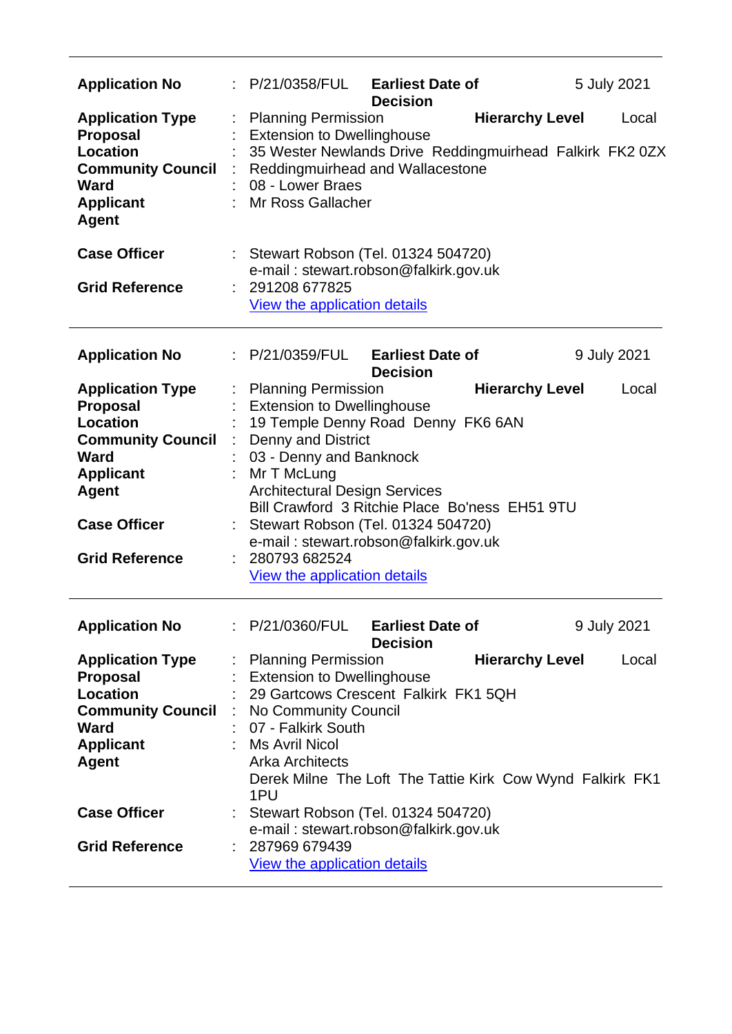| | | | | |
|---|---|---|---|---|
| **Application No** | : P/21/0358/FUL | **Earliest Date of Decision** | | 5 July 2021 |
| **Application Type** | : Planning Permission | | **Hierarchy Level** | Local |
| **Proposal** | : Extension to Dwellinghouse | | | |
| **Location** | : 35 Wester Newlands Drive Reddingmuirhead Falkirk FK2 0ZX | | | |
| **Community Council** | : Reddingmuirhead and Wallacestone | | | |
| **Ward** | : 08 - Lower Braes | | | |
| **Applicant** | : Mr Ross Gallacher | | | |
| **Agent** | | | | |
| **Case Officer** | : Stewart Robson (Tel. 01324 504720) e-mail : stewart.robson@falkirk.gov.uk | | | |
| **Grid Reference** | : 291208 677825 | | | |
| | View the application details | | | |

---

| | | | | |
|---|---|---|---|---|
| **Application No** | : P/21/0359/FUL | **Earliest Date of Decision** | | 9 July 2021 |
| **Application Type** | : Planning Permission | | **Hierarchy Level** | Local |
| **Proposal** | : Extension to Dwellinghouse | | | |
| **Location** | : 19 Temple Denny Road Denny FK6 6AN | | | |
| **Community Council** | : Denny and District | | | |
| **Ward** | : 03 - Denny and Banknock | | | |
| **Applicant** | : Mr T McLung | | | |
| **Agent** | Architectural Design Services Bill Crawford 3 Ritchie Place Bo'ness EH51 9TU | | | |
| **Case Officer** | : Stewart Robson (Tel. 01324 504720) e-mail : stewart.robson@falkirk.gov.uk | | | |
| **Grid Reference** | : 280793 682524 | | | |
| | View the application details | | | |

---

| | | | | |
|---|---|---|---|---|
| **Application No** | : P/21/0360/FUL | **Earliest Date of Decision** | | 9 July 2021 |
| **Application Type** | : Planning Permission | | **Hierarchy Level** | Local |
| **Proposal** | : Extension to Dwellinghouse | | | |
| **Location** | : 29 Gartcows Crescent Falkirk FK1 5QH | | | |
| **Community Council** | : No Community Council | | | |
| **Ward** | : 07 - Falkirk South | | | |
| **Applicant** | : Ms Avril Nicol | | | |
| **Agent** | Arka Architects Derek Milne The Loft The Tattie Kirk Cow Wynd Falkirk FK1 1PU | | | |
| **Case Officer** | : Stewart Robson (Tel. 01324 504720) e-mail : stewart.robson@falkirk.gov.uk | | | |
| **Grid Reference** | : 287969 679439 | | | |
| | View the application details | | | |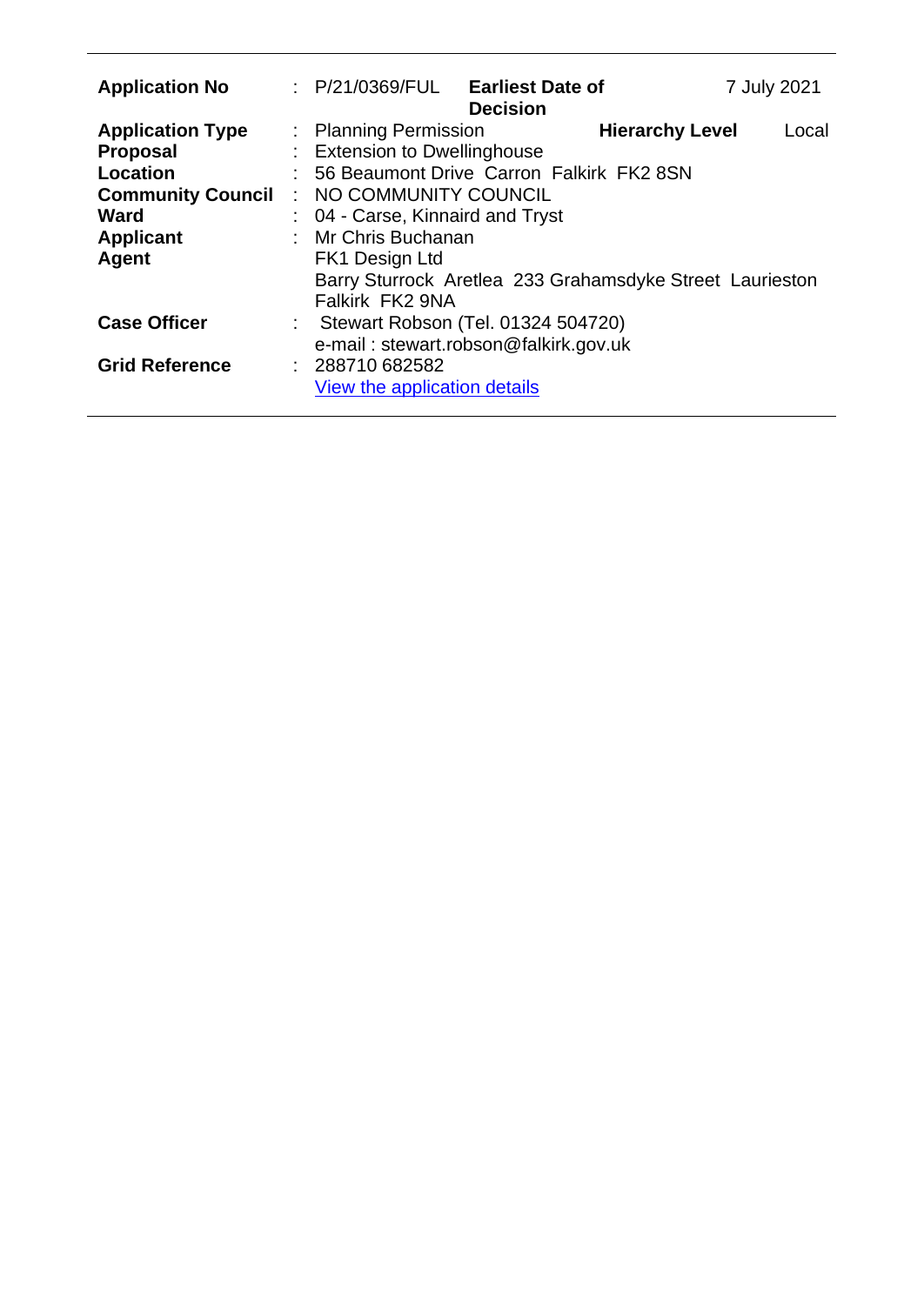| | | | | |
|---|---|---|---|---|
| **Application No** | : P/21/0369/FUL | **Earliest Date of Decision** | 7 July 2021 | |
| **Application Type** | : Planning Permission | | **Hierarchy Level** | Local |
| **Proposal** | : Extension to Dwellinghouse | | | |
| **Location** | : 56 Beaumont Drive Carron Falkirk FK2 8SN | | | |
| **Community Council** | : NO COMMUNITY COUNCIL | | | |
| **Ward** | : 04 - Carse, Kinnaird and Tryst | | | |
| **Applicant** | : Mr Chris Buchanan | | | |
| **Agent** | FK1 Design Ltd<br>Barry Sturrock Aretlea 233 Grahamsdyke Street Laurieston Falkirk FK2 9NA | | | |
| **Case Officer** | : Stewart Robson (Tel. 01324 504720)<br>e-mail : stewart.robson@falkirk.gov.uk | | | |
| **Grid Reference** | : 288710 682582<br>View the application details | | | |